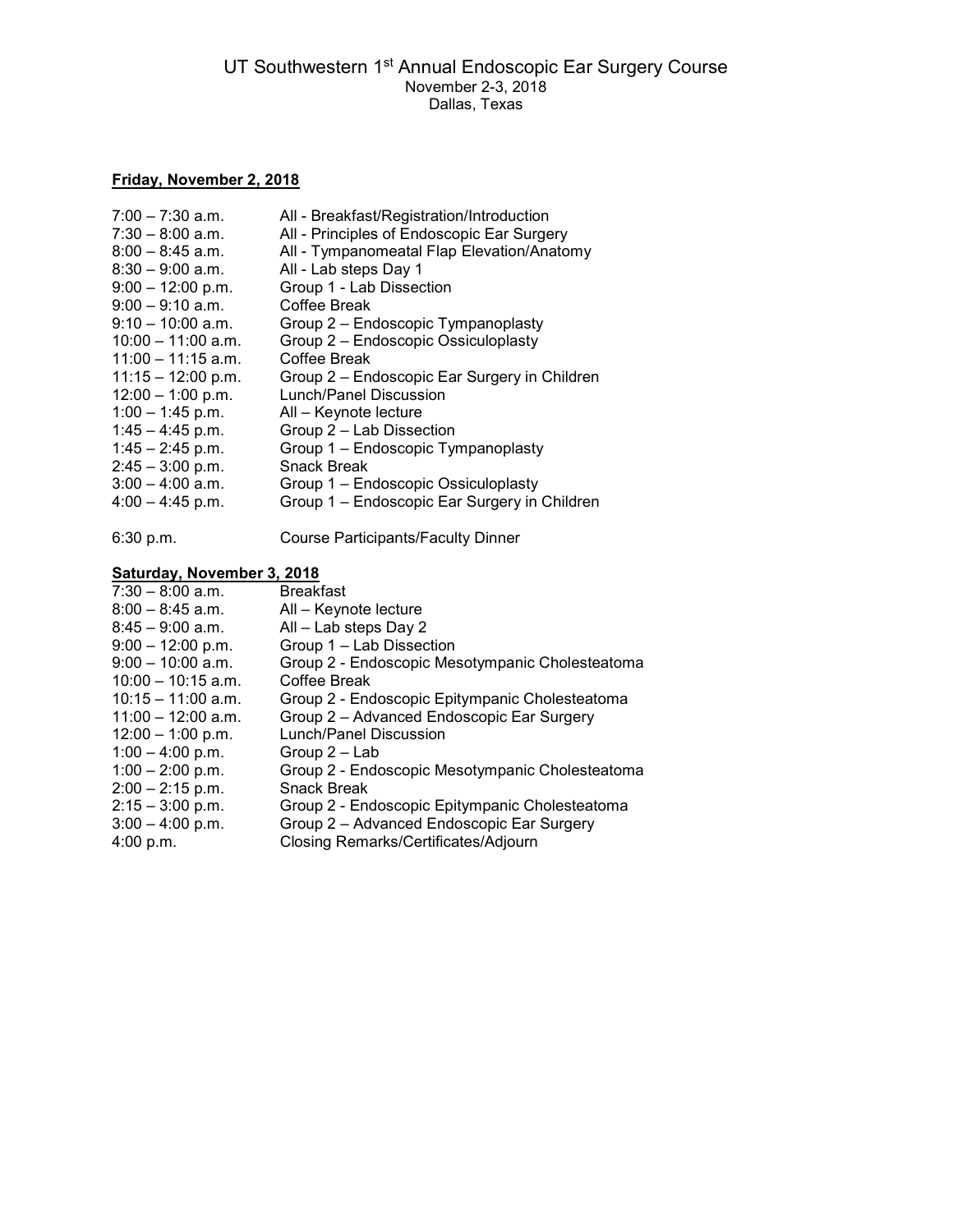# UT Southwestern 1st Annual Endoscopic Ear Surgery Course

November 2-3, 2018

Dallas, Texas

## Friday, November 2, 2018

| | |
|---|---|
| 7:00 – 7:30 a.m. | All - Breakfast/Registration/Introduction |
| 7:30 – 8:00 a.m. | All - Principles of Endoscopic Ear Surgery |
| 8:00 – 8:45 a.m. | All - Tympanomeatal Flap Elevation/Anatomy |
| 8:30 – 9:00 a.m. | All - Lab steps Day 1 |
| 9:00 – 12:00 p.m. | Group 1 - Lab Dissection |
| 9:00 – 9:10 a.m. | Coffee Break |
| 9:10 – 10:00 a.m. | Group 2 – Endoscopic Tympanoplasty |
| 10:00 – 11:00 a.m. | Group 2 – Endoscopic Ossiculoplasty |
| 11:00 – 11:15 a.m. | Coffee Break |
| 11:15 – 12:00 p.m. | Group 2 – Endoscopic Ear Surgery in Children |
| 12:00 – 1:00 p.m. | Lunch/Panel Discussion |
| 1:00 – 1:45 p.m. | All – Keynote lecture |
| 1:45 – 4:45 p.m. | Group 2 – Lab Dissection |
| 1:45 – 2:45 p.m. | Group 1 – Endoscopic Tympanoplasty |
| 2:45 – 3:00 p.m. | Snack Break |
| 3:00 – 4:00 a.m. | Group 1 – Endoscopic Ossiculoplasty |
| 4:00 – 4:45 p.m. | Group 1 – Endoscopic Ear Surgery in Children |
| | |
| 6:30 p.m. | Course Participants/Faculty Dinner |

## Saturday, November 3, 2018

| | |
|---|---|
| 7:30 – 8:00 a.m. | Breakfast |
| 8:00 – 8:45 a.m. | All – Keynote lecture |
| 8:45 – 9:00 a.m. | All – Lab steps Day 2 |
| 9:00 – 12:00 p.m. | Group 1 – Lab Dissection |
| 9:00 – 10:00 a.m. | Group 2 - Endoscopic Mesotympanic Cholesteatoma |
| 10:00 – 10:15 a.m. | Coffee Break |
| 10:15 – 11:00 a.m. | Group 2 - Endoscopic Epitympanic Cholesteatoma |
| 11:00 – 12:00 a.m. | Group 2 – Advanced Endoscopic Ear Surgery |
| 12:00 – 1:00 p.m. | Lunch/Panel Discussion |
| 1:00 – 4:00 p.m. | Group 2 – Lab |
| 1:00 – 2:00 p.m. | Group 2 - Endoscopic Mesotympanic Cholesteatoma |
| 2:00 – 2:15 p.m. | Snack Break |
| 2:15 – 3:00 p.m. | Group 2 - Endoscopic Epitympanic Cholesteatoma |
| 3:00 – 4:00 p.m. | Group 2 – Advanced Endoscopic Ear Surgery |
| 4:00 p.m. | Closing Remarks/Certificates/Adjourn |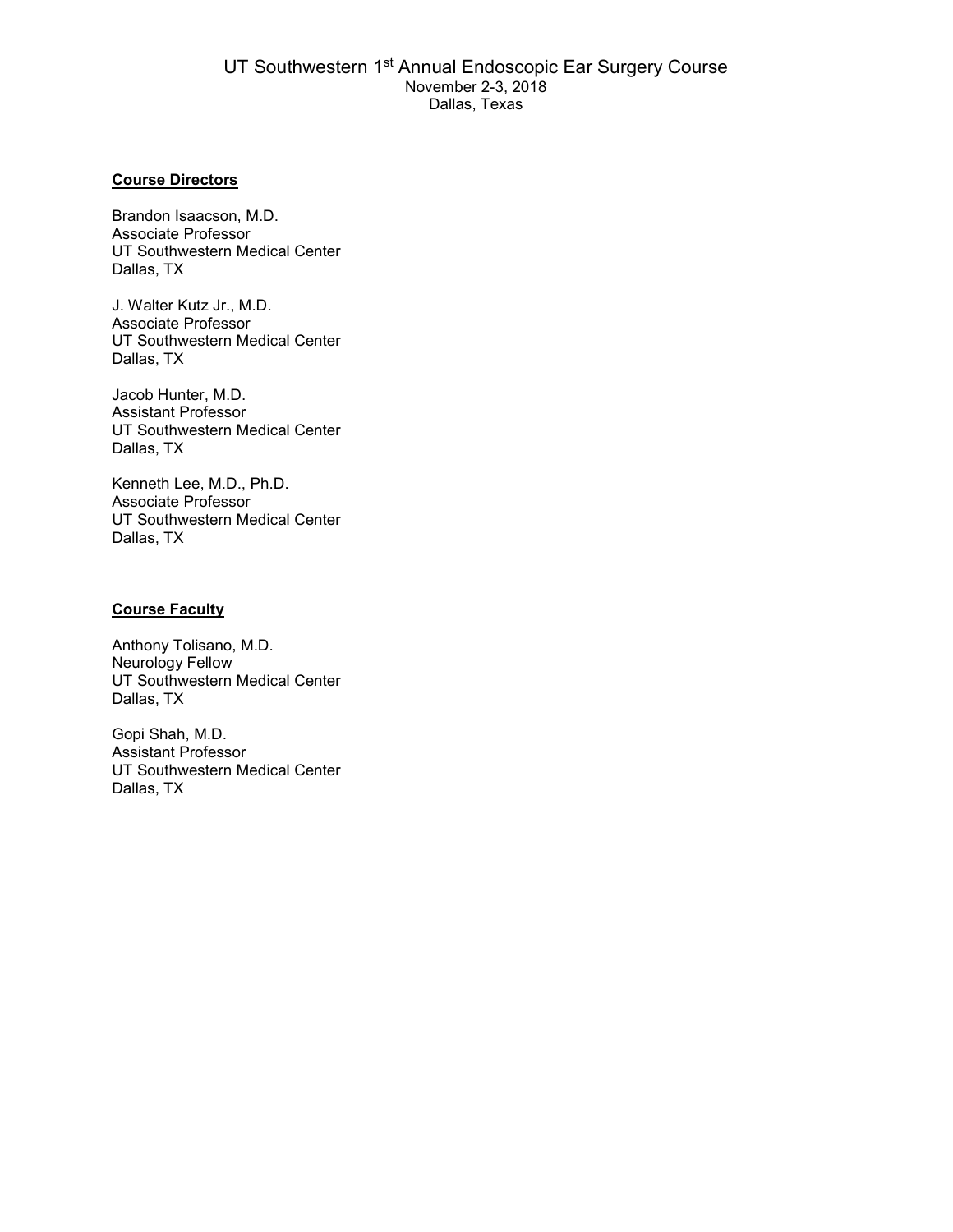# UT Southwestern 1st Annual Endoscopic Ear Surgery Course

November 2-3, 2018
Dallas, Texas

**Course Directors**

Brandon Isaacson, M.D.
Associate Professor
UT Southwestern Medical Center
Dallas, TX

J. Walter Kutz Jr., M.D.
Associate Professor
UT Southwestern Medical Center
Dallas, TX

Jacob Hunter, M.D.
Assistant Professor
UT Southwestern Medical Center
Dallas, TX

Kenneth Lee, M.D., Ph.D.
Associate Professor
UT Southwestern Medical Center
Dallas, TX

**Course Faculty**

Anthony Tolisano, M.D.
Neurology Fellow
UT Southwestern Medical Center
Dallas, TX

Gopi Shah, M.D.
Assistant Professor
UT Southwestern Medical Center
Dallas, TX